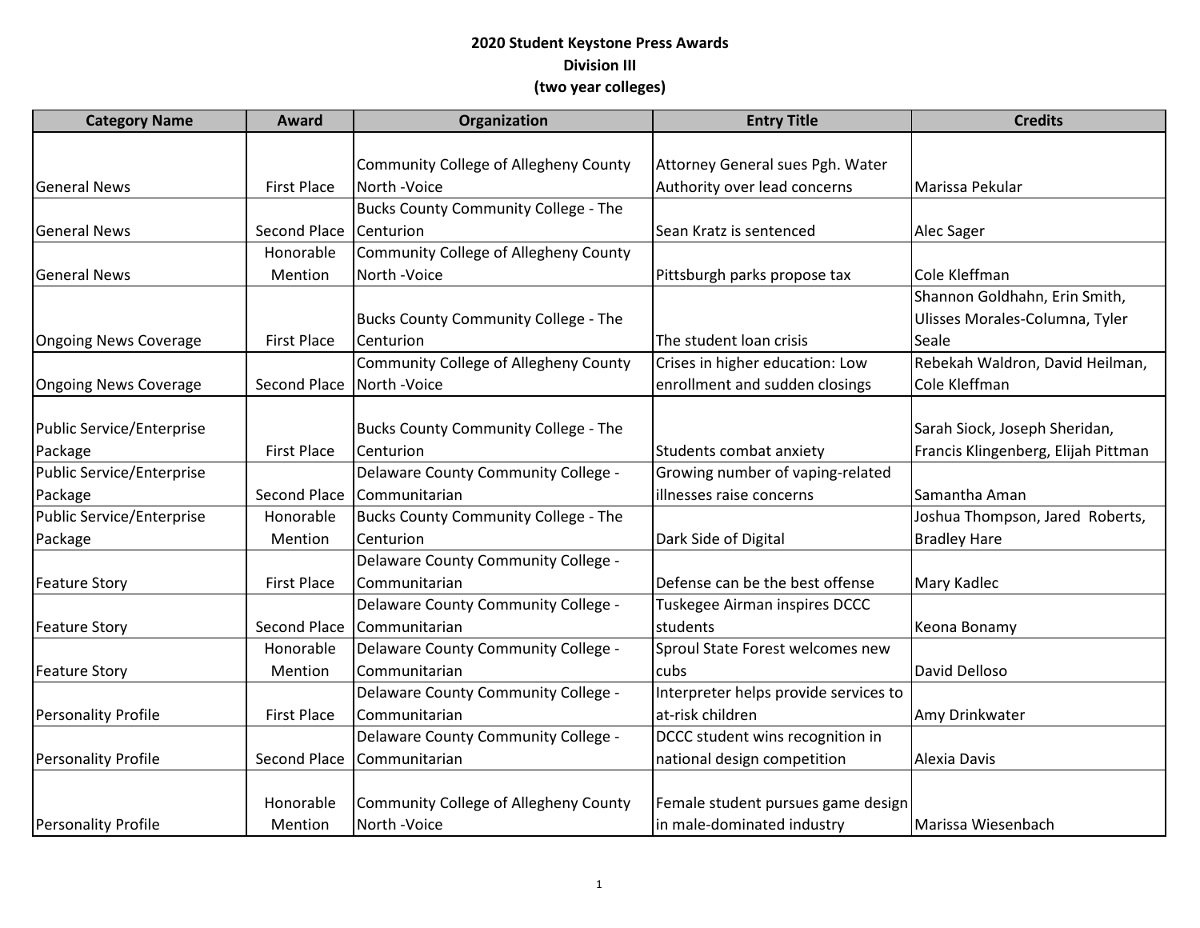**2020 Student Keystone Press Awards**
**Division III**
**(two year colleges)**

| Category Name | Award | Organization | Entry Title | Credits |
|---|---|---|---|---|
| General News | First Place | Community College of Allegheny County North -Voice | Attorney General sues Pgh. Water Authority over lead concerns | Marissa Pekular |
| General News | Second Place | Bucks County Community College - The Centurion | Sean Kratz is sentenced | Alec Sager |
| General News | Honorable Mention | Community College of Allegheny County North -Voice | Pittsburgh parks propose tax | Cole Kleffman |
| Ongoing News Coverage | First Place | Bucks County Community College - The Centurion | The student loan crisis | Shannon Goldhahn, Erin Smith, Ulisses Morales-Columna, Tyler Seale |
| Ongoing News Coverage | Second Place | Community College of Allegheny County North -Voice | Crises in higher education: Low enrollment and sudden closings | Rebekah Waldron, David Heilman, Cole Kleffman |
| Public Service/Enterprise Package | First Place | Bucks County Community College - The Centurion | Students combat anxiety | Sarah Siock, Joseph Sheridan, Francis Klingenberg, Elijah Pittman |
| Public Service/Enterprise Package | Second Place | Delaware County Community College - Communitarian | Growing number of vaping-related illnesses raise concerns | Samantha Aman |
| Public Service/Enterprise Package | Honorable Mention | Bucks County Community College - The Centurion | Dark Side of Digital | Joshua Thompson, Jared Roberts, Bradley Hare |
| Feature Story | First Place | Delaware County Community College - Communitarian | Defense can be the best offense | Mary Kadlec |
| Feature Story | Second Place | Delaware County Community College - Communitarian | Tuskegee Airman inspires DCCC students | Keona Bonamy |
| Feature Story | Honorable Mention | Delaware County Community College - Communitarian | Sproul State Forest welcomes new cubs | David Delloso |
| Personality Profile | First Place | Delaware County Community College - Communitarian | Interpreter helps provide services to at-risk children | Amy Drinkwater |
| Personality Profile | Second Place | Delaware County Community College - Communitarian | DCCC student wins recognition in national design competition | Alexia Davis |
| Personality Profile | Honorable Mention | Community College of Allegheny County North -Voice | Female student pursues game design in male-dominated industry | Marissa Wiesenbach |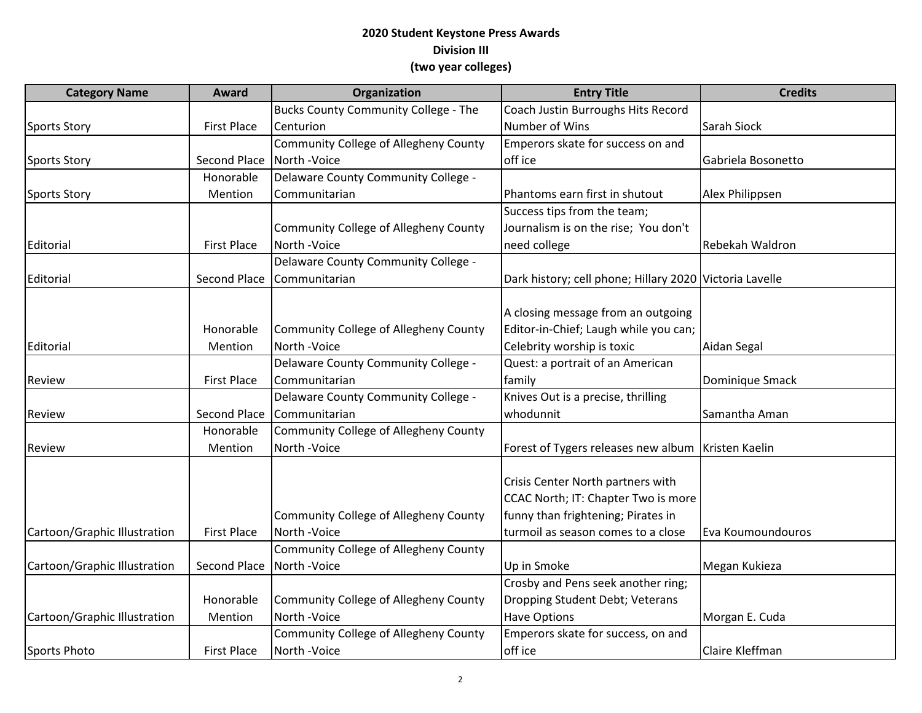**2020 Student Keystone Press Awards**
**Division III**
**(two year colleges)**

| Category Name | Award | Organization | Entry Title | Credits |
|---|---|---|---|---|
| Sports Story | First Place | Bucks County Community College - The Centurion | Coach Justin Burroughs Hits Record Number of Wins | Sarah Siock |
| Sports Story | Second Place | Community College of Allegheny County North -Voice | Emperors skate for success on and off ice | Gabriela Bosonetto |
| Sports Story | Honorable Mention | Delaware County Community College - Communitarian | Phantoms earn first in shutout | Alex Philippsen |
| Editorial | First Place | Community College of Allegheny County North -Voice | Success tips from the team; Journalism is on the rise; You don't need college | Rebekah Waldron |
| Editorial | Second Place | Delaware County Community College - Communitarian | Dark history; cell phone; Hillary 2020 | Victoria Lavelle |
| Editorial | Honorable Mention | Community College of Allegheny County North -Voice | A closing message from an outgoing Editor-in-Chief; Laugh while you can; Celebrity worship is toxic | Aidan Segal |
| Review | First Place | Delaware County Community College - Communitarian | Quest: a portrait of an American family | Dominique Smack |
| Review | Second Place | Delaware County Community College - Communitarian | Knives Out is a precise, thrilling whodunnit | Samantha Aman |
| Review | Honorable Mention | Community College of Allegheny County North -Voice | Forest of Tygers releases new album | Kristen Kaelin |
| Cartoon/Graphic Illustration | First Place | Community College of Allegheny County North -Voice | Crisis Center North partners with CCAC North; IT: Chapter Two is more funny than frightening; Pirates in turmoil as season comes to a close | Eva Koumoundouros |
| Cartoon/Graphic Illustration | Second Place | Community College of Allegheny County North -Voice | Up in Smoke | Megan Kukieza |
| Cartoon/Graphic Illustration | Honorable Mention | Community College of Allegheny County North -Voice | Crosby and Pens seek another ring; Dropping Student Debt; Veterans Have Options | Morgan E. Cuda |
| Sports Photo | First Place | Community College of Allegheny County North -Voice | Emperors skate for success, on and off ice | Claire Kleffman |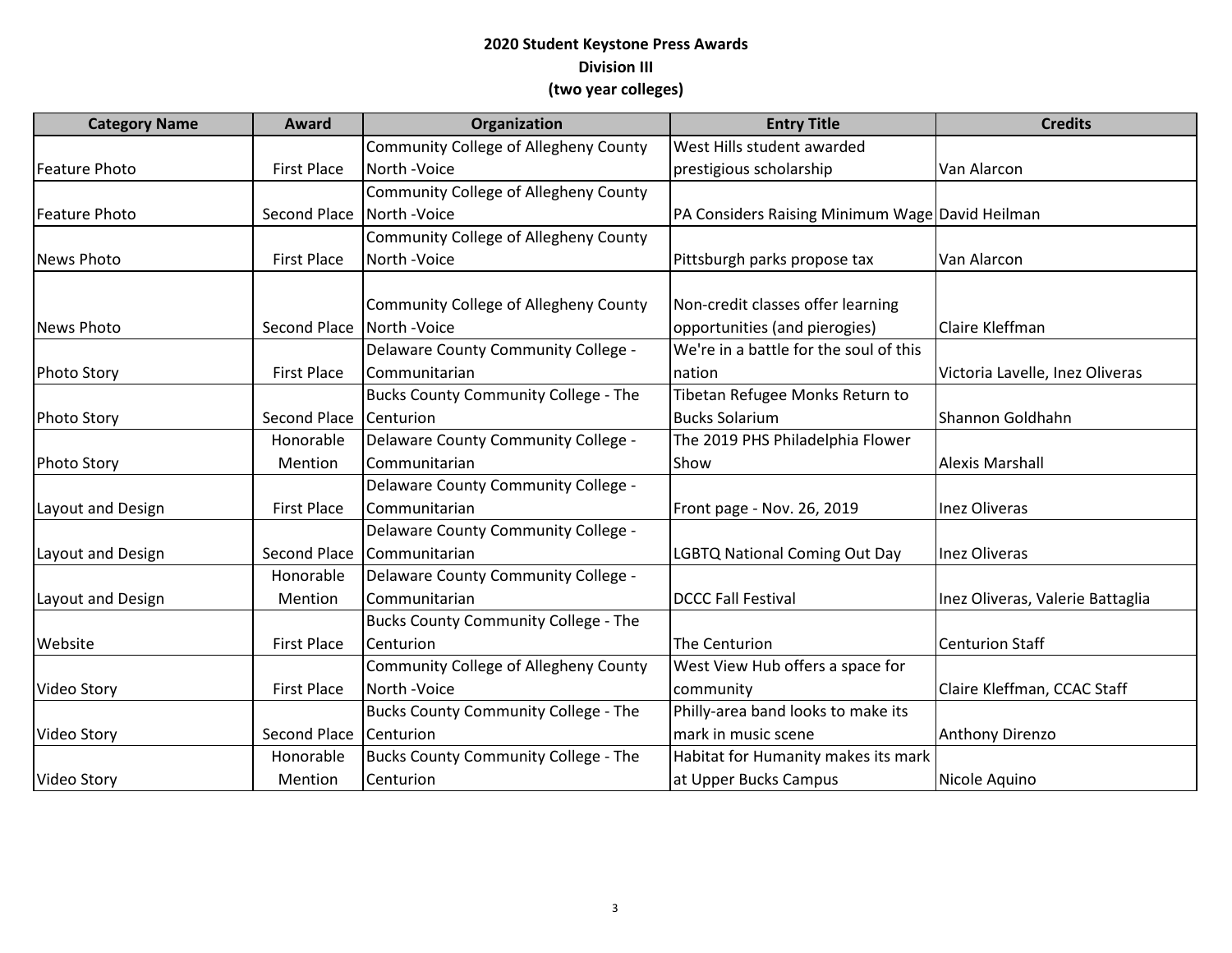**2020 Student Keystone Press Awards**
**Division III**
**(two year colleges)**

| Category Name | Award | Organization | Entry Title | Credits |
|---|---|---|---|---|
| Feature Photo | First Place | Community College of Allegheny County North -Voice | West Hills student awarded prestigious scholarship | Van Alarcon |
| Feature Photo | Second Place | Community College of Allegheny County North -Voice | PA Considers Raising Minimum Wage | David Heilman |
| News Photo | First Place | Community College of Allegheny County North -Voice | Pittsburgh parks propose tax | Van Alarcon |
| News Photo | Second Place | Community College of Allegheny County North -Voice | Non-credit classes offer learning opportunities (and pierogies) | Claire Kleffman |
| Photo Story | First Place | Delaware County Community College - Communitarian | We're in a battle for the soul of this nation | Victoria Lavelle, Inez Oliveras |
| Photo Story | Second Place | Bucks County Community College - The Centurion | Tibetan Refugee Monks Return to Bucks Solarium | Shannon Goldhahn |
| Photo Story | Honorable Mention | Delaware County Community College - Communitarian | The 2019 PHS Philadelphia Flower Show | Alexis Marshall |
| Layout and Design | First Place | Delaware County Community College - Communitarian | Front page - Nov. 26, 2019 | Inez Oliveras |
| Layout and Design | Second Place | Delaware County Community College - Communitarian | LGBTQ National Coming Out Day | Inez Oliveras |
| Layout and Design | Honorable Mention | Delaware County Community College - Communitarian | DCCC Fall Festival | Inez Oliveras, Valerie Battaglia |
| Website | First Place | Bucks County Community College - The Centurion | The Centurion | Centurion Staff |
| Video Story | First Place | Community College of Allegheny County North -Voice | West View Hub offers a space for community | Claire Kleffman, CCAC Staff |
| Video Story | Second Place | Bucks County Community College - The Centurion | Philly-area band looks to make its mark in music scene | Anthony Direnzo |
| Video Story | Honorable Mention | Bucks County Community College - The Centurion | Habitat for Humanity makes its mark at Upper Bucks Campus | Nicole Aquino |